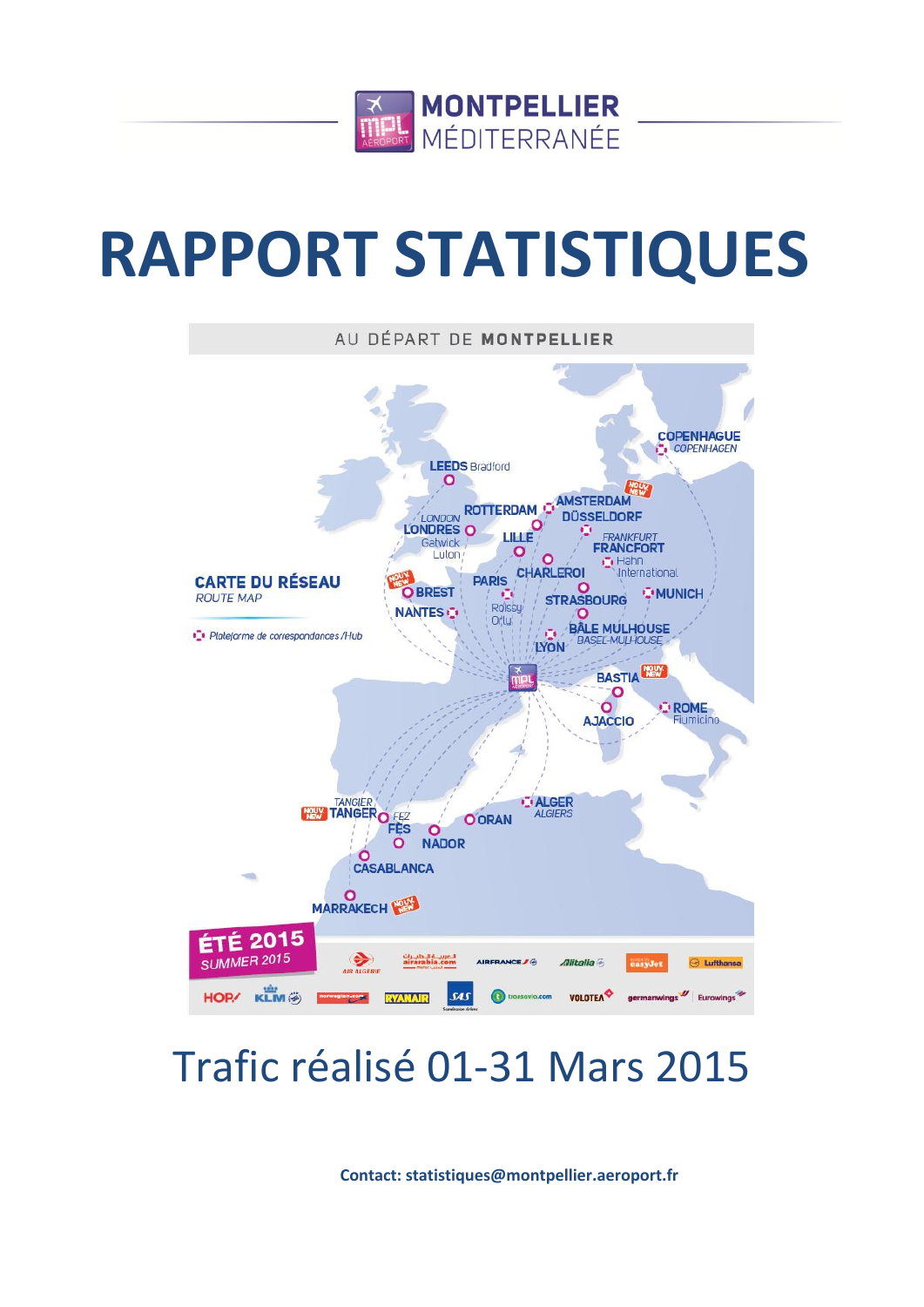MONTPELLIER MÉDITERRANÉE

# RAPPORT STATISTIQUES

## Trafic réalisé 01-31 Mars 2015

**Contact: statistiques@montpellier.aeroport.fr**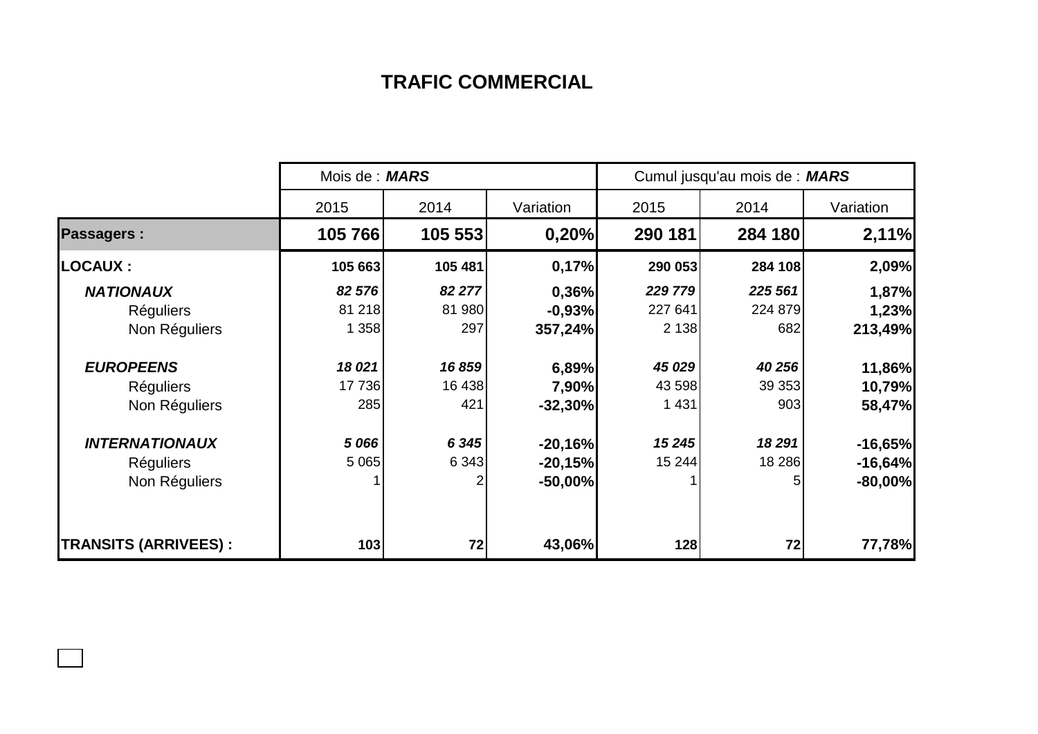# TRAFIC COMMERCIAL

| | Mois de : ***MARS*** | | | Cumul jusqu'au mois de : ***MARS*** | | |
|---|---|---|---|---|---|---|
| | 2015 | 2014 | Variation | 2015 | 2014 | Variation |
| **Passagers :** | **105 766** | **105 553** | **0,20%** | **290 181** | **284 180** | **2,11%** |
| **LOCAUX :** | **105 663** | **105 481** | **0,17%** | **290 053** | **284 108** | **2,09%** |
| ***NATIONAUX*** | ***82 576*** | ***82 277*** | **0,36%** | ***229 779*** | ***225 561*** | **1,87%** |
| Réguliers | 81 218 | 81 980 | **-0,93%** | 227 641 | 224 879 | **1,23%** |
| Non Réguliers | 1 358 | 297 | **357,24%** | 2 138 | 682 | **213,49%** |
| ***EUROPEENS*** | ***18 021*** | ***16 859*** | **6,89%** | ***45 029*** | ***40 256*** | **11,86%** |
| Réguliers | 17 736 | 16 438 | **7,90%** | 43 598 | 39 353 | **10,79%** |
| Non Réguliers | 285 | 421 | **-32,30%** | 1 431 | 903 | **58,47%** |
| ***INTERNATIONAUX*** | ***5 066*** | ***6 345*** | **-20,16%** | ***15 245*** | ***18 291*** | **-16,65%** |
| Réguliers | 5 065 | 6 343 | **-20,15%** | 15 244 | 18 286 | **-16,64%** |
| Non Réguliers | 1 | 2 | **-50,00%** | 1 | 5 | **-80,00%** |
| **TRANSITS (ARRIVEES) :** | **103** | **72** | **43,06%** | **128** | **72** | **77,78%** |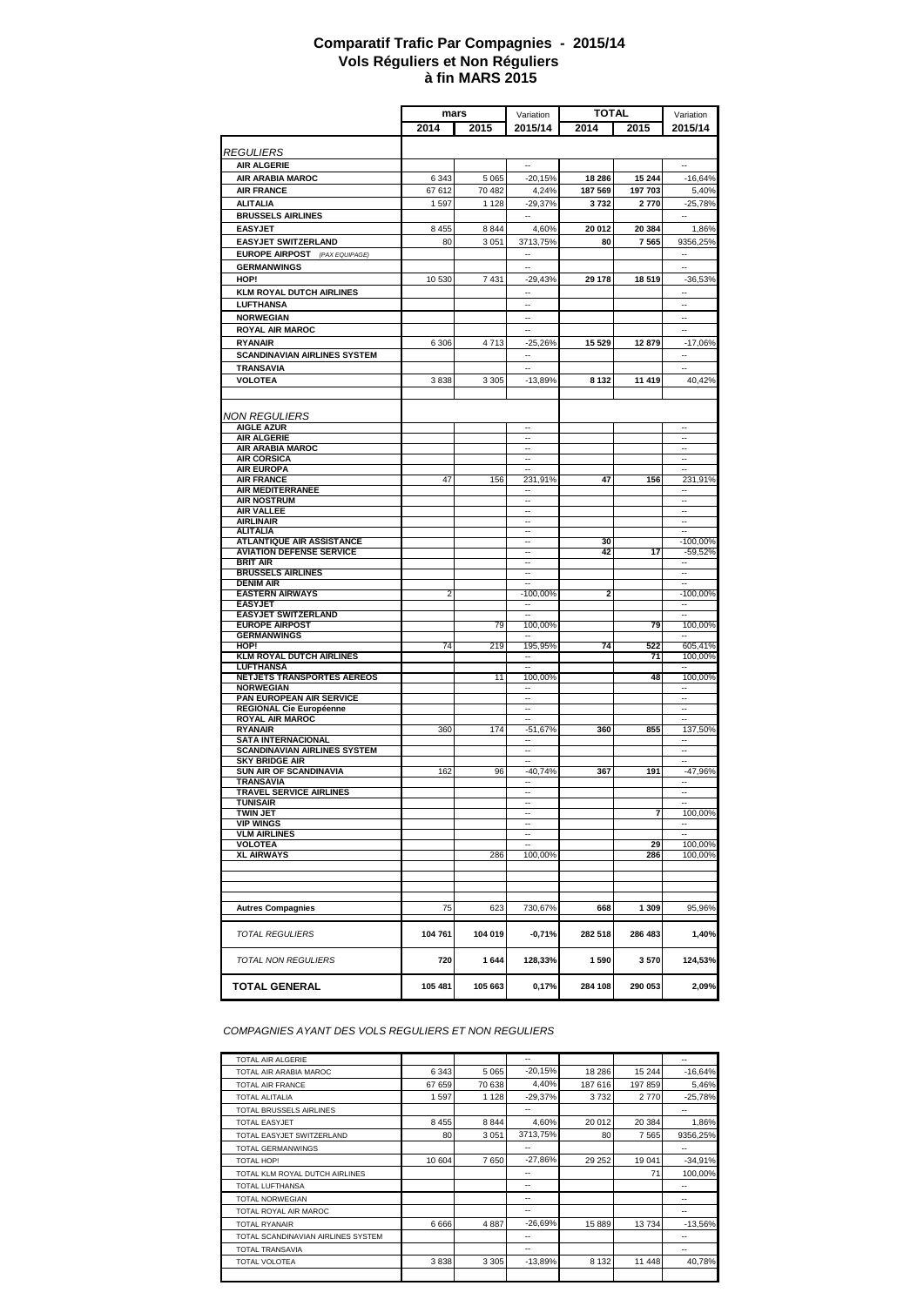# Comparatif Trafic Par Compagnies - 2015/14
## Vols Réguliers et Non Réguliers
## à fin MARS 2015

| | mars | | Variation | TOTAL | | Variation |
|---|---|---|---|---|---|---|
| | 2014 | 2015 | 2015/14 | 2014 | 2015 | 2015/14 |
| *REGULIERS* | | | | | | |
| **AIR ALGERIE** | | | -- | | | -- |
| **AIR ARABIA MAROC** | 6 343 | 5 065 | -20,15% | **18 286** | **15 244** | -16,64% |
| **AIR FRANCE** | 67 612 | 70 482 | 4,24% | **187 569** | **197 703** | 5,40% |
| **ALITALIA** | 1 597 | 1 128 | -29,37% | **3 732** | **2 770** | -25,78% |
| **BRUSSELS AIRLINES** | | | -- | | | -- |
| **EASYJET** | 8 455 | 8 844 | 4,60% | **20 012** | **20 384** | 1,86% |
| **EASYJET SWITZERLAND** | 80 | 3 051 | 3713,75% | **80** | **7 565** | 9356,25% |
| **EUROPE AIRPOST** *(PAX EQUIPAGE)* | | | -- | | | -- |
| **GERMANWINGS** | | | -- | | | -- |
| **HOP!** | 10 530 | 7 431 | -29,43% | **29 178** | **18 519** | -36,53% |
| **KLM ROYAL DUTCH AIRLINES** | | | -- | | | -- |
| **LUFTHANSA** | | | -- | | | -- |
| **NORWEGIAN** | | | -- | | | -- |
| **ROYAL AIR MAROC** | | | -- | | | -- |
| **RYANAIR** | 6 306 | 4 713 | -25,26% | **15 529** | **12 879** | -17,06% |
| **SCANDINAVIAN AIRLINES SYSTEM** | | | -- | | | -- |
| **TRANSAVIA** | | | -- | | | -- |
| **VOLOTEA** | 3 838 | 3 305 | -13,89% | **8 132** | **11 419** | 40,42% |
| *NON REGULIERS* | | | | | | |
| **AIGLE AZUR** | | | -- | | | -- |
| **AIR ALGERIE** | | | -- | | | -- |
| **AIR ARABIA MAROC** | | | -- | | | -- |
| **AIR CORSICA** | | | -- | | | -- |
| **AIR EUROPA** | | | -- | | | -- |
| **AIR FRANCE** | 47 | 156 | 231,91% | **47** | **156** | 231,91% |
| **AIR MEDITERRANEE** | | | -- | | | -- |
| **AIR NOSTRUM** | | | -- | | | -- |
| **AIR VALLEE** | | | -- | | | -- |
| **AIRLINAIR** | | | -- | | | -- |
| **ALITALIA** | | | -- | | | -- |
| **ATLANTIQUE AIR ASSISTANCE** | | | -- | **30** | | -100,00% |
| **AVIATION DEFENSE SERVICE** | | | -- | **42** | **17** | -59,52% |
| **BRIT AIR** | | | -- | | | -- |
| **BRUSSELS AIRLINES** | | | -- | | | -- |
| **DENIM AIR** | | | -- | | | -- |
| **EASTERN AIRWAYS** | 2 | | -100,00% | **2** | | -100,00% |
| **EASYJET** | | | -- | | | -- |
| **EASYJET SWITZERLAND** | | | -- | | | -- |
| **EUROPE AIRPOST** | | 79 | 100,00% | | **79** | 100,00% |
| **GERMANWINGS** | | | -- | | | -- |
| **HOP!** | 74 | 219 | 195,95% | **74** | **522** | 605,41% |
| **KLM ROYAL DUTCH AIRLINES** | | | -- | | **71** | 100,00% |
| **LUFTHANSA** | | | -- | | | -- |
| **NETJETS TRANSPORTES AEREOS** | | 11 | 100,00% | | **48** | 100,00% |
| **NORWEGIAN** | | | -- | | | -- |
| **PAN EUROPEAN AIR SERVICE** | | | -- | | | -- |
| **REGIONAL Cie Européenne** | | | -- | | | -- |
| **ROYAL AIR MAROC** | | | -- | | | -- |
| **RYANAIR** | 360 | 174 | -51,67% | **360** | **855** | 137,50% |
| **SATA INTERNACIONAL** | | | -- | | | -- |
| **SCANDINAVIAN AIRLINES SYSTEM** | | | -- | | | -- |
| **SKY BRIDGE AIR** | | | -- | | | -- |
| **SUN AIR OF SCANDINAVIA** | 162 | 96 | -40,74% | **367** | **191** | -47,96% |
| **TRANSAVIA** | | | -- | | | -- |
| **TRAVEL SERVICE AIRLINES** | | | -- | | | -- |
| **TUNISAIR** | | | -- | | | -- |
| **TWIN JET** | | | -- | | **7** | 100,00% |
| **VIP WINGS** | | | -- | | | -- |
| **VLM AIRLINES** | | | -- | | | -- |
| **VOLOTEA** | | | -- | | **29** | 100,00% |
| **XL AIRWAYS** | | 286 | 100,00% | | **286** | 100,00% |
| **Autres Compagnies** | 75 | 623 | 730,67% | **668** | **1 309** | 95,96% |
| *TOTAL REGULIERS* | **104 761** | **104 019** | **-0,71%** | **282 518** | **286 483** | **1,40%** |
| *TOTAL NON REGULIERS* | **720** | **1 644** | **128,33%** | **1 590** | **3 570** | **124,53%** |
| **TOTAL GENERAL** | **105 481** | **105 663** | **0,17%** | **284 108** | **290 053** | **2,09%** |

*COMPAGNIES AYANT DES VOLS REGULIERS ET NON REGULIERS*

| | | | | | | |
|---|---|---|---|---|---|---|
| TOTAL AIR ALGERIE | | | -- | | | -- |
| TOTAL AIR ARABIA MAROC | 6 343 | 5 065 | -20,15% | 18 286 | 15 244 | -16,64% |
| TOTAL AIR FRANCE | 67 659 | 70 638 | 4,40% | 187 616 | 197 859 | 5,46% |
| TOTAL ALITALIA | 1 597 | 1 128 | -29,37% | 3 732 | 2 770 | -25,78% |
| TOTAL BRUSSELS AIRLINES | | | -- | | | -- |
| TOTAL EASYJET | 8 455 | 8 844 | 4,60% | 20 012 | 20 384 | 1,86% |
| TOTAL EASYJET SWITZERLAND | 80 | 3 051 | 3713,75% | 80 | 7 565 | 9356,25% |
| TOTAL GERMANWINGS | | | -- | | | -- |
| TOTAL HOP! | 10 604 | 7 650 | -27,86% | 29 252 | 19 041 | -34,91% |
| TOTAL KLM ROYAL DUTCH AIRLINES | | | -- | | 71 | 100,00% |
| TOTAL LUFTHANSA | | | -- | | | -- |
| TOTAL NORWEGIAN | | | -- | | | -- |
| TOTAL ROYAL AIR MAROC | | | -- | | | -- |
| TOTAL RYANAIR | 6 666 | 4 887 | -26,69% | 15 889 | 13 734 | -13,56% |
| TOTAL SCANDINAVIAN AIRLINES SYSTEM | | | -- | | | -- |
| TOTAL TRANSAVIA | | | -- | | | -- |
| TOTAL VOLOTEA | 3 838 | 3 305 | -13,89% | 8 132 | 11 448 | 40,78% |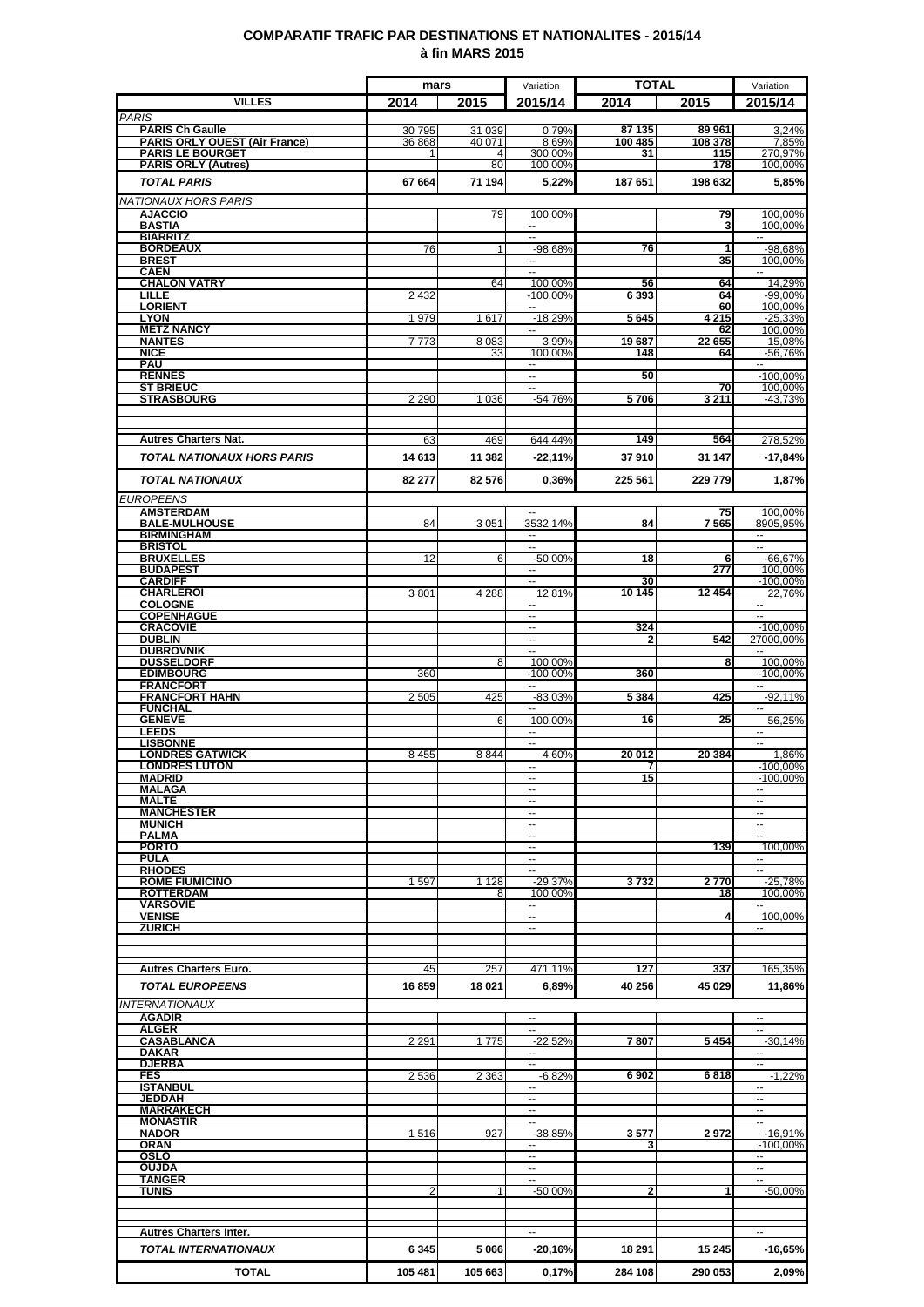# COMPARATIF TRAFIC PAR DESTINATIONS ET NATIONALITES - 2015/14
## à fin MARS 2015

| VILLES | mars 2014 | mars 2015 | Variation 2015/14 | TOTAL 2014 | TOTAL 2015 | Variation 2015/14 |
|---|---|---|---|---|---|---|
| *PARIS* | | | | | | |
| **PARIS Ch Gaulle** | 30 795 | 31 039 | 0,79% | 87 135 | 89 961 | 3,24% |
| **PARIS ORLY OUEST (Air France)** | 36 868 | 40 071 | 8,69% | 100 485 | 108 378 | 7,85% |
| **PARIS LE BOURGET** | 1 | 4 | 300,00% | 31 | 115 | 270,97% |
| **PARIS ORLY (Autres)** | | 80 | 100,00% | | 178 | 100,00% |
| ***TOTAL PARIS*** | **67 664** | **71 194** | **5,22%** | **187 651** | **198 632** | **5,85%** |
| *NATIONAUX HORS PARIS* | | | | | | |
| **AJACCIO** | | 79 | 100,00% | | 79 | 100,00% |
| **BASTIA** | | | -- | | 3 | 100,00% |
| **BIARRITZ** | | | -- | | | -- |
| **BORDEAUX** | 76 | 1 | -98,68% | 76 | 1 | -98,68% |
| **BREST** | | | -- | | 35 | 100,00% |
| **CAEN** | | | -- | | | -- |
| **CHALON VATRY** | | 64 | 100,00% | 56 | 64 | 14,29% |
| **LILLE** | 2 432 | | -100,00% | 6 393 | 64 | -99,00% |
| **LORIENT** | | | -- | | 60 | 100,00% |
| **LYON** | 1 979 | 1 617 | -18,29% | 5 645 | 4 215 | -25,33% |
| **METZ NANCY** | | | -- | | 62 | 100,00% |
| **NANTES** | 7 773 | 8 083 | 3,99% | 19 687 | 22 655 | 15,08% |
| **NICE** | | 33 | 100,00% | 148 | 64 | -56,76% |
| **PAU** | | | -- | | | -- |
| **RENNES** | | | -- | 50 | | -100,00% |
| **ST BRIEUC** | | | -- | | 70 | 100,00% |
| **STRASBOURG** | 2 290 | 1 036 | -54,76% | 5 706 | 3 211 | -43,73% |
| **Autres Charters Nat.** | 63 | 469 | 644,44% | 149 | 564 | 278,52% |
| ***TOTAL NATIONAUX HORS PARIS*** | **14 613** | **11 382** | **-22,11%** | **37 910** | **31 147** | **-17,84%** |
| ***TOTAL NATIONAUX*** | **82 277** | **82 576** | **0,36%** | **225 561** | **229 779** | **1,87%** |
| *EUROPEENS* | | | | | | |
| **AMSTERDAM** | | | -- | | 75 | 100,00% |
| **BALE-MULHOUSE** | 84 | 3 051 | 3532,14% | 84 | 7 565 | 8905,95% |
| **BIRMINGHAM** | | | -- | | | -- |
| **BRISTOL** | | | -- | | | -- |
| **BRUXELLES** | 12 | 6 | -50,00% | 18 | 6 | -66,67% |
| **BUDAPEST** | | | -- | | 277 | 100,00% |
| **CARDIFF** | | | -- | 30 | | -100,00% |
| **CHARLEROI** | 3 801 | 4 288 | 12,81% | 10 145 | 12 454 | 22,76% |
| **COLOGNE** | | | -- | | | -- |
| **COPENHAGUE** | | | -- | | | -- |
| **CRACOVIE** | | | -- | 324 | | -100,00% |
| **DUBLIN** | | | -- | 2 | 542 | 27000,00% |
| **DUBROVNIK** | | | -- | | | -- |
| **DUSSELDORF** | | 8 | 100,00% | | 8 | 100,00% |
| **EDIMBOURG** | 360 | | -100,00% | 360 | | -100,00% |
| **FRANCFORT** | | | -- | | | -- |
| **FRANCFORT HAHN** | 2 505 | 425 | -83,03% | 5 384 | 425 | -92,11% |
| **FUNCHAL** | | | -- | | | -- |
| **GENEVE** | | 6 | 100,00% | 16 | 25 | 56,25% |
| **LEEDS** | | | -- | | | -- |
| **LISBONNE** | | | -- | | | -- |
| **LONDRES GATWICK** | 8 455 | 8 844 | 4,60% | 20 012 | 20 384 | 1,86% |
| **LONDRES LUTON** | | | -- | 7 | | -100,00% |
| **MADRID** | | | -- | 15 | | -100,00% |
| **MALAGA** | | | -- | | | -- |
| **MALTE** | | | -- | | | -- |
| **MANCHESTER** | | | -- | | | -- |
| **MUNICH** | | | -- | | | -- |
| **PALMA** | | | -- | | | -- |
| **PORTO** | | | -- | | 139 | 100,00% |
| **PULA** | | | -- | | | -- |
| **RHODES** | | | -- | | | -- |
| **ROME FIUMICINO** | 1 597 | 1 128 | -29,37% | 3 732 | 2 770 | -25,78% |
| **ROTTERDAM** | | 8 | 100,00% | | 18 | 100,00% |
| **VARSOVIE** | | | -- | | | -- |
| **VENISE** | | | -- | | 4 | 100,00% |
| **ZURICH** | | | -- | | | -- |
| **Autres Charters Euro.** | 45 | 257 | 471,11% | 127 | 337 | 165,35% |
| ***TOTAL EUROPEENS*** | **16 859** | **18 021** | **6,89%** | **40 256** | **45 029** | **11,86%** |
| *INTERNATIONAUX* | | | | | | |
| **AGADIR** | | | -- | | | -- |
| **ALGER** | | | -- | | | -- |
| **CASABLANCA** | 2 291 | 1 775 | -22,52% | 7 807 | 5 454 | -30,14% |
| **DAKAR** | | | -- | | | -- |
| **DJERBA** | | | -- | | | -- |
| **FES** | 2 536 | 2 363 | -6,82% | 6 902 | 6 818 | -1,22% |
| **ISTANBUL** | | | -- | | | -- |
| **JEDDAH** | | | -- | | | -- |
| **MARRAKECH** | | | -- | | | -- |
| **MONASTIR** | | | -- | | | -- |
| **NADOR** | 1 516 | 927 | -38,85% | 3 577 | 2 972 | -16,91% |
| **ORAN** | | | -- | 3 | | -100,00% |
| **OSLO** | | | -- | | | -- |
| **OUJDA** | | | -- | | | -- |
| **TANGER** | | | -- | | | -- |
| **TUNIS** | 2 | 1 | -50,00% | 2 | 1 | -50,00% |
| **Autres Charters Inter.** | | | -- | | | -- |
| ***TOTAL INTERNATIONAUX*** | **6 345** | **5 066** | **-20,16%** | **18 291** | **15 245** | **-16,65%** |
| **TOTAL** | **105 481** | **105 663** | **0,17%** | **284 108** | **290 053** | **2,09%** |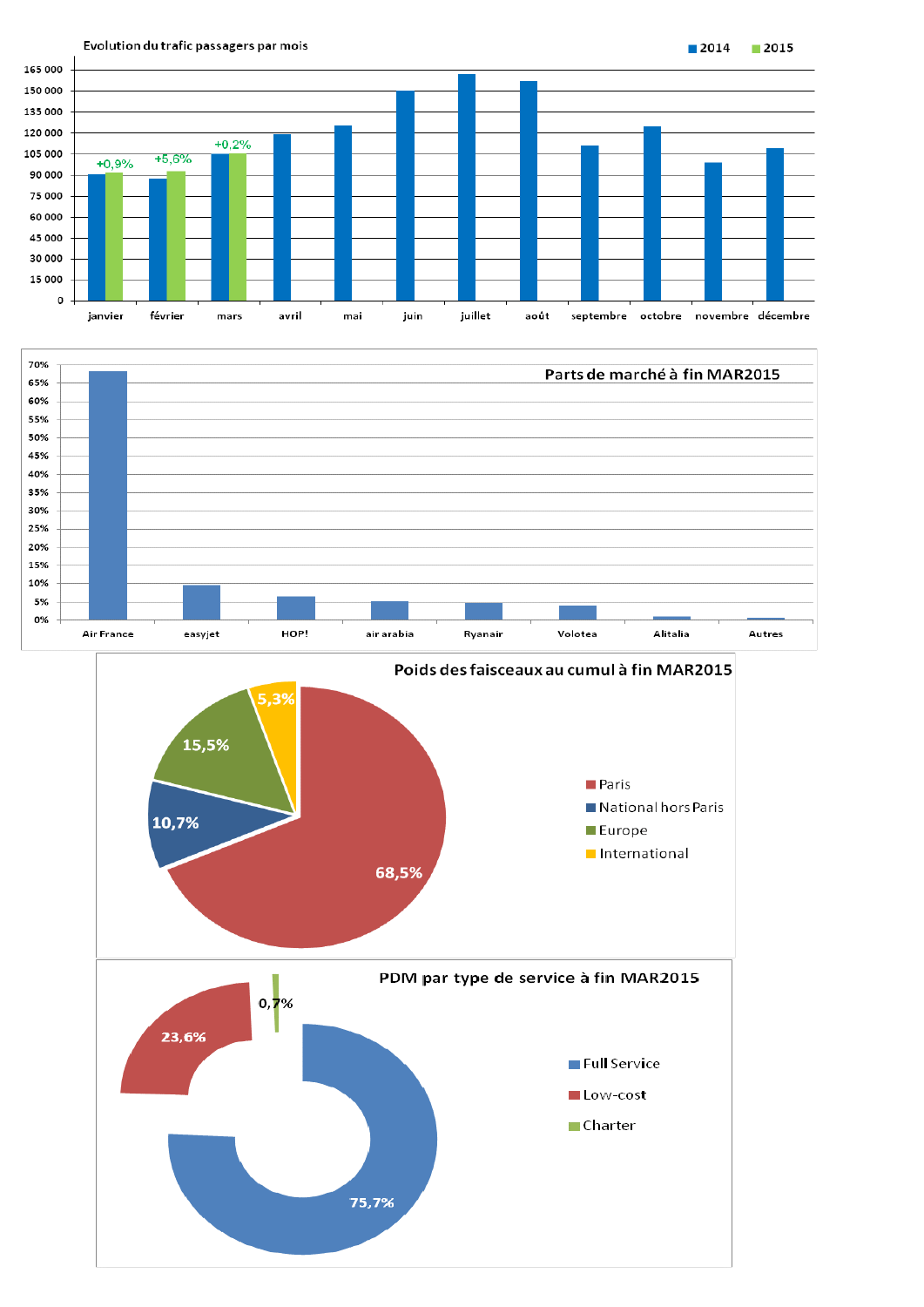Evolution du trafic passagers par mois

2014 2015

165 000
150 000
135 000
120 000
105 000
90 000
75 000
60 000
45 000
30 000
15 000
0

+0,9% +5,6% +0,2%

janvier février mars avril mai juin juillet août septembre octobre novembre décembre

Parts de marché à fin MAR2015

70% 65% 60% 55% 50% 45% 40% 35% 30% 25% 20% 15% 10% 5% 0%

Air France easyjet HOP! air arabia Ryanair Volotea Alitalia Autres

Poids des faisceaux au cumul à fin MAR2015

68,5% 10,7% 15,5% 5,3%

Paris
National hors Paris
Europe
International

PDM par type de service à fin MAR2015

75,7% 23,6% 0,7%

Full Service
Low-cost
Charter